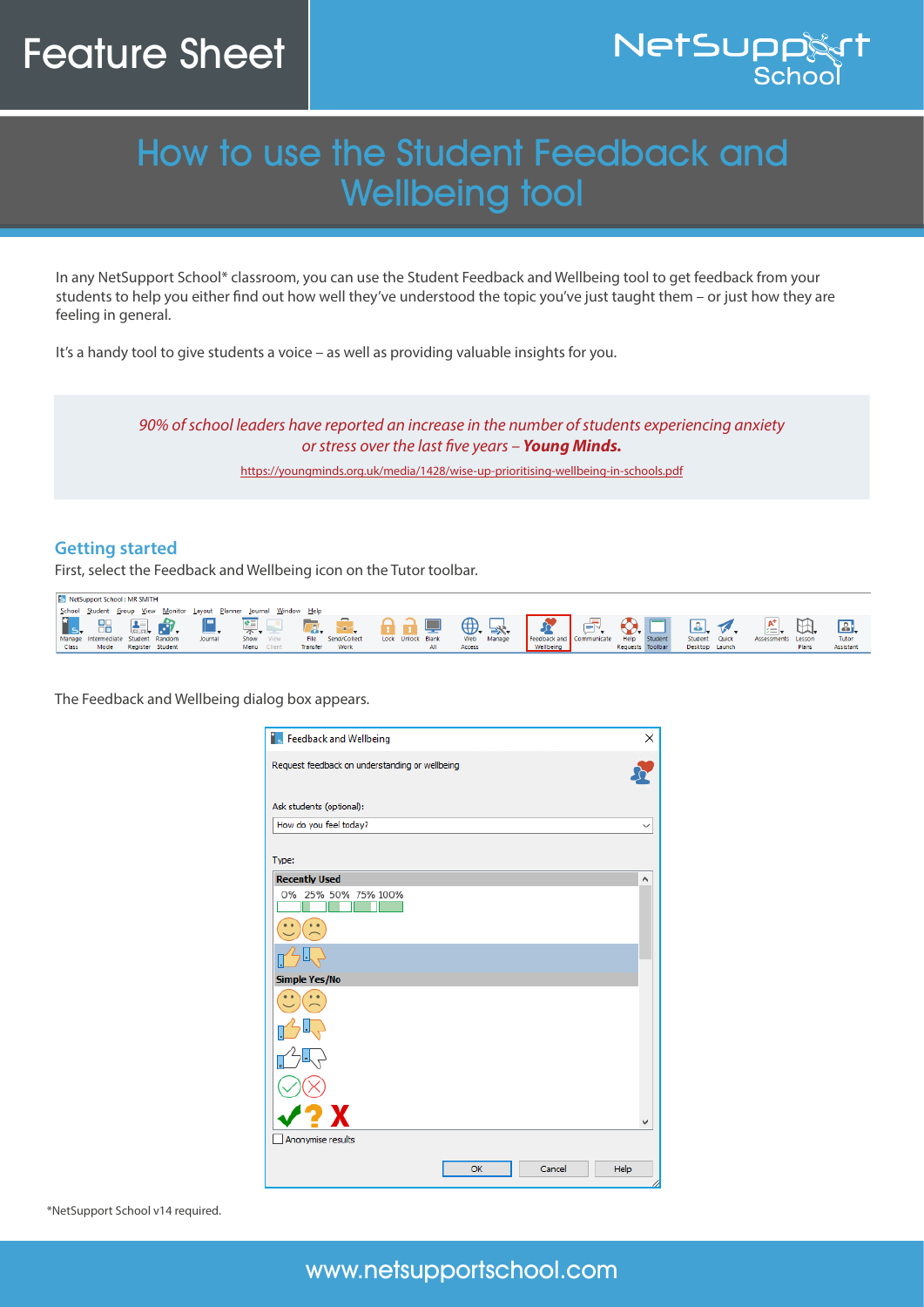Feature Sheet

NetSupport School

# How to use the Student Feedback and Wellbeing tool

In any NetSupport School* classroom, you can use the Student Feedback and Wellbeing tool to get feedback from your students to help you either find out how well they've understood the topic you've just taught them – or just how they are feeling in general.

It's a handy tool to give students a voice – as well as providing valuable insights for you.

> *90% of school leaders have reported an increase in the number of students experiencing anxiety or stress over the last five years –* ***Young Minds.***
>
> https://youngminds.org.uk/media/1428/wise-up-prioritising-wellbeing-in-schools.pdf

## Getting started

First, select the Feedback and Wellbeing icon on the Tutor toolbar.

The Feedback and Wellbeing dialog box appears.

*NetSupport School v14 required.

www.netsupportschool.com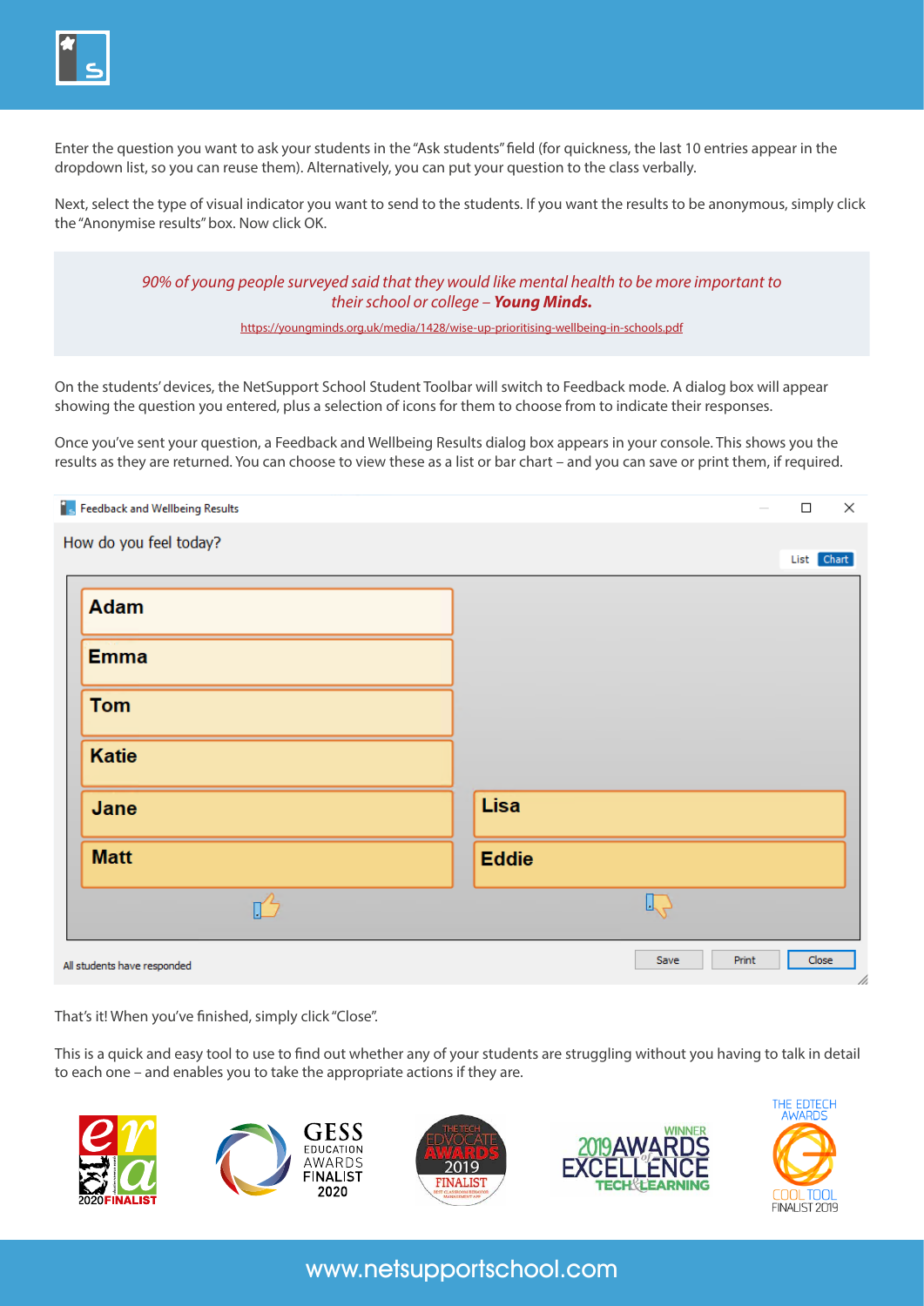Enter the question you want to ask your students in the "Ask students" field (for quickness, the last 10 entries appear in the dropdown list, so you can reuse them). Alternatively, you can put your question to the class verbally.

Next, select the type of visual indicator you want to send to the students. If you want the results to be anonymous, simply click the "Anonymise results" box. Now click OK.

> *90% of young people surveyed said that they would like mental health to be more important to their school or college – **Young Minds.***
>
> https://youngminds.org.uk/media/1428/wise-up-prioritising-wellbeing-in-schools.pdf

On the students' devices, the NetSupport School Student Toolbar will switch to Feedback mode. A dialog box will appear showing the question you entered, plus a selection of icons for them to choose from to indicate their responses.

Once you've sent your question, a Feedback and Wellbeing Results dialog box appears in your console. This shows you the results as they are returned. You can choose to view these as a list or bar chart – and you can save or print them, if required.

Feedback and Wellbeing Results

How do you feel today?

List Chart

Adam
Emma
Tom
Katie
Jane
Matt

Lisa
Eddie

All students have responded

Save Print Close

That's it! When you've finished, simply click "Close".

This is a quick and easy tool to use to find out whether any of your students are struggling without you having to talk in detail to each one – and enables you to take the appropriate actions if they are.

era 2020 FINALIST

GESS EDUCATION AWARDS FINALIST 2020

THE TECH EDVOCATE AWARDS 2019 FINALIST

WINNER 2019 AWARDS of EXCELLENCE TECH & LEARNING

THE EDTECH AWARDS COOL TOOL FINALIST 2019

www.netsupportschool.com